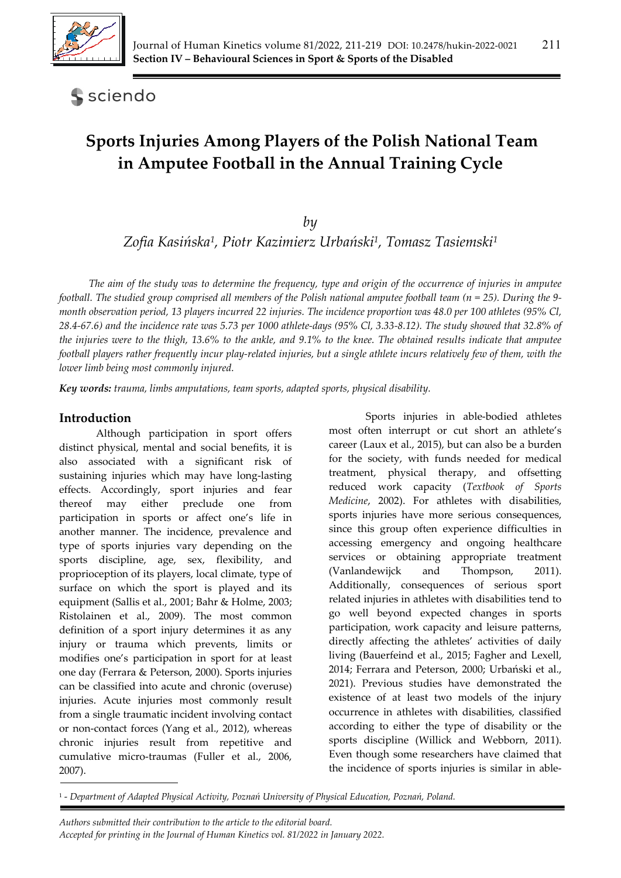# Sports Injuries Among Players of the Polish National Team in Amputee Football in the Annual Training Cycle

*by*

*Zofia Kasińska[1], Piotr Kazimierz Urbański[1], Tomasz Tasiemski[1]*

*The aim of the study was to determine the frequency, type and origin of the occurrence of injuries in amputee football. The studied group comprised all members of the Polish national amputee football team (n = 25). During the 9-month observation period, 13 players incurred 22 injuries. The incidence proportion was 48.0 per 100 athletes (95% Cl, 28.4-67.6) and the incidence rate was 5.73 per 1000 athlete-days (95% Cl, 3.33-8.12). The study showed that 32.8% of the injuries were to the thigh, 13.6% to the ankle, and 9.1% to the knee. The obtained results indicate that amputee football players rather frequently incur play-related injuries, but a single athlete incurs relatively few of them, with the lower limb being most commonly injured.*

**Key words:** *trauma, limbs amputations, team sports, adapted sports, physical disability.*

## Introduction

Although participation in sport offers distinct physical, mental and social benefits, it is also associated with a significant risk of sustaining injuries which may have long-lasting effects. Accordingly, sport injuries and fear thereof may either preclude one from participation in sports or affect one's life in another manner. The incidence, prevalence and type of sports injuries vary depending on the sports discipline, age, sex, flexibility, and proprioception of its players, local climate, type of surface on which the sport is played and its equipment (Sallis et al., 2001; Bahr & Holme, 2003; Ristolainen et al., 2009). The most common definition of a sport injury determines it as any injury or trauma which prevents, limits or modifies one's participation in sport for at least one day (Ferrara & Peterson, 2000). Sports injuries can be classified into acute and chronic (overuse) injuries. Acute injuries most commonly result from a single traumatic incident involving contact or non-contact forces (Yang et al., 2012), whereas chronic injuries result from repetitive and cumulative micro-traumas (Fuller et al., 2006, 2007).

Sports injuries in able-bodied athletes most often interrupt or cut short an athlete's career (Laux et al., 2015), but can also be a burden for the society, with funds needed for medical treatment, physical therapy, and offsetting reduced work capacity (*Textbook of Sports Medicine*, 2002). For athletes with disabilities, sports injuries have more serious consequences, since this group often experience difficulties in accessing emergency and ongoing healthcare services or obtaining appropriate treatment (Vanlandewijck and Thompson, 2011). Additionally, consequences of serious sport related injuries in athletes with disabilities tend to go well beyond expected changes in sports participation, work capacity and leisure patterns, directly affecting the athletes' activities of daily living (Bauerfeind et al., 2015; Fagher and Lexell, 2014; Ferrara and Peterson, 2000; Urbański et al., 2021). Previous studies have demonstrated the existence of at least two models of the injury occurrence in athletes with disabilities, classified according to either the type of disability or the sports discipline (Willick and Webborn, 2011). Even though some researchers have claimed that the incidence of sports injuries is similar in able-

[1] - *Department of Adapted Physical Activity, Poznań University of Physical Education, Poznań, Poland.*

*Authors submitted their contribution to the article to the editorial board.*
*Accepted for printing in the Journal of Human Kinetics vol. 81/2022 in January 2022.*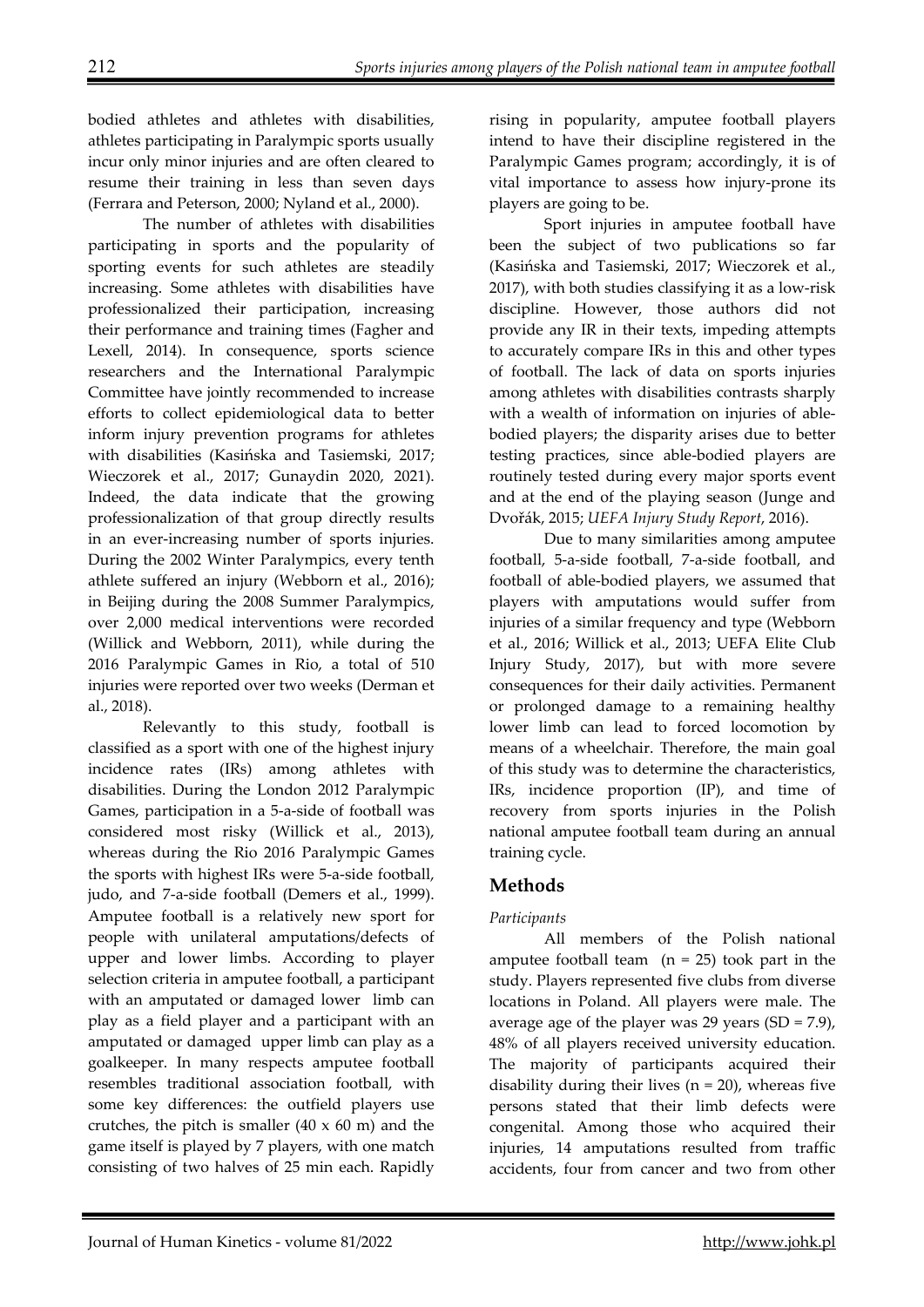bodied athletes and athletes with disabilities, athletes participating in Paralympic sports usually incur only minor injuries and are often cleared to resume their training in less than seven days (Ferrara and Peterson, 2000; Nyland et al., 2000).

The number of athletes with disabilities participating in sports and the popularity of sporting events for such athletes are steadily increasing. Some athletes with disabilities have professionalized their participation, increasing their performance and training times (Fagher and Lexell, 2014). In consequence, sports science researchers and the International Paralympic Committee have jointly recommended to increase efforts to collect epidemiological data to better inform injury prevention programs for athletes with disabilities (Kasińska and Tasiemski, 2017; Wieczorek et al., 2017; Gunaydin 2020, 2021). Indeed, the data indicate that the growing professionalization of that group directly results in an ever-increasing number of sports injuries. During the 2002 Winter Paralympics, every tenth athlete suffered an injury (Webborn et al., 2016); in Beijing during the 2008 Summer Paralympics, over 2,000 medical interventions were recorded (Willick and Webborn, 2011), while during the 2016 Paralympic Games in Rio, a total of 510 injuries were reported over two weeks (Derman et al., 2018).

Relevantly to this study, football is classified as a sport with one of the highest injury incidence rates (IRs) among athletes with disabilities. During the London 2012 Paralympic Games, participation in a 5-a-side of football was considered most risky (Willick et al., 2013), whereas during the Rio 2016 Paralympic Games the sports with highest IRs were 5-a-side football, judo, and 7-a-side football (Demers et al., 1999). Amputee football is a relatively new sport for people with unilateral amputations/defects of upper and lower limbs. According to player selection criteria in amputee football, a participant with an amputated or damaged lower limb can play as a field player and a participant with an amputated or damaged upper limb can play as a goalkeeper. In many respects amputee football resembles traditional association football, with some key differences: the outfield players use crutches, the pitch is smaller (40 x 60 m) and the game itself is played by 7 players, with one match consisting of two halves of 25 min each. Rapidly rising in popularity, amputee football players intend to have their discipline registered in the Paralympic Games program; accordingly, it is of vital importance to assess how injury-prone its players are going to be.

Sport injuries in amputee football have been the subject of two publications so far (Kasińska and Tasiemski, 2017; Wieczorek et al., 2017), with both studies classifying it as a low-risk discipline. However, those authors did not provide any IR in their texts, impeding attempts to accurately compare IRs in this and other types of football. The lack of data on sports injuries among athletes with disabilities contrasts sharply with a wealth of information on injuries of able-bodied players; the disparity arises due to better testing practices, since able-bodied players are routinely tested during every major sports event and at the end of the playing season (Junge and Dvořák, 2015; *UEFA Injury Study Report*, 2016).

Due to many similarities among amputee football, 5-a-side football, 7-a-side football, and football of able-bodied players, we assumed that players with amputations would suffer from injuries of a similar frequency and type (Webborn et al., 2016; Willick et al., 2013; UEFA Elite Club Injury Study, 2017), but with more severe consequences for their daily activities. Permanent or prolonged damage to a remaining healthy lower limb can lead to forced locomotion by means of a wheelchair. Therefore, the main goal of this study was to determine the characteristics, IRs, incidence proportion (IP), and time of recovery from sports injuries in the Polish national amputee football team during an annual training cycle.

## Methods

### *Participants*

All members of the Polish national amputee football team (n = 25) took part in the study. Players represented five clubs from diverse locations in Poland. All players were male. The average age of the player was 29 years (SD = 7.9), 48% of all players received university education. The majority of participants acquired their disability during their lives (n = 20), whereas five persons stated that their limb defects were congenital. Among those who acquired their injuries, 14 amputations resulted from traffic accidents, four from cancer and two from other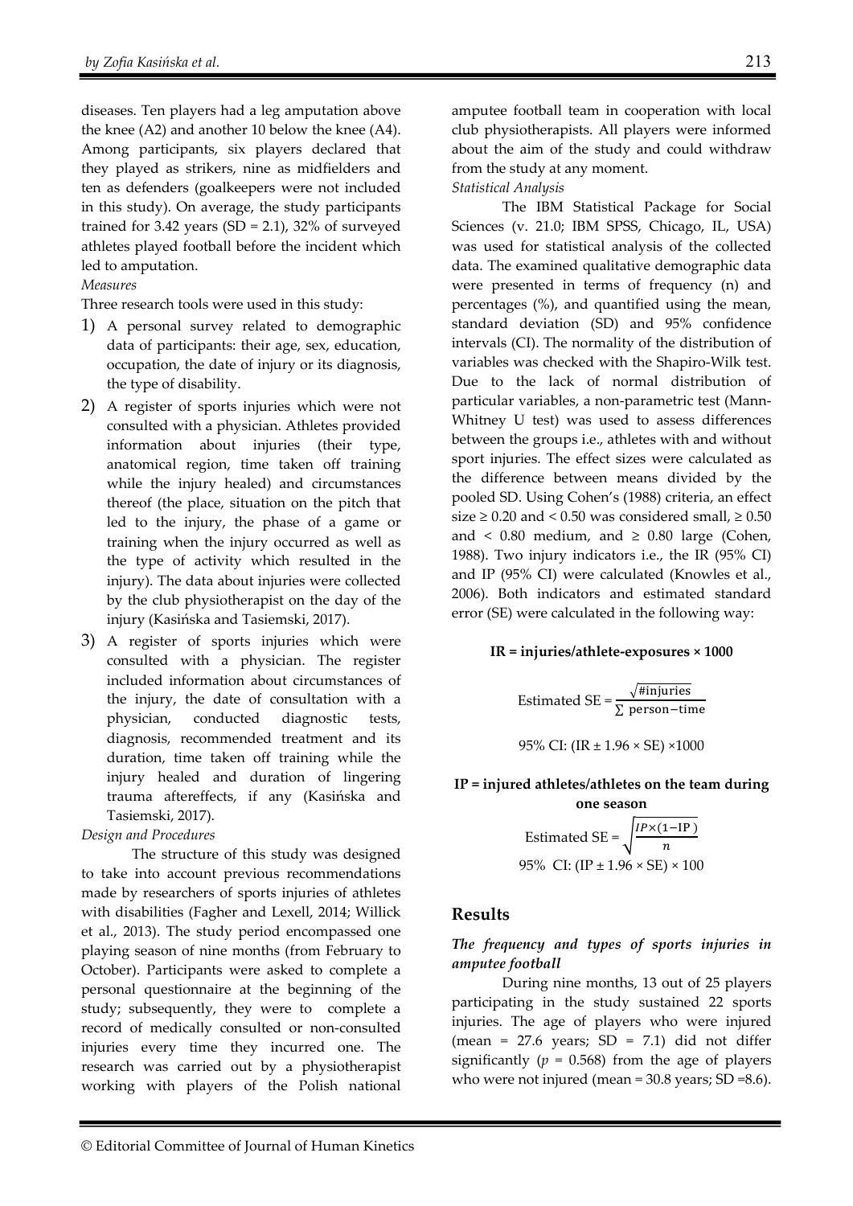diseases. Ten players had a leg amputation above the knee (A2) and another 10 below the knee (A4). Among participants, six players declared that they played as strikers, nine as midfielders and ten as defenders (goalkeepers were not included in this study). On average, the study participants trained for 3.42 years (SD = 2.1), 32% of surveyed athletes played football before the incident which led to amputation.

*Measures*

Three research tools were used in this study:

1) A personal survey related to demographic data of participants: their age, sex, education, occupation, the date of injury or its diagnosis, the type of disability.
2) A register of sports injuries which were not consulted with a physician. Athletes provided information about injuries (their type, anatomical region, time taken off training while the injury healed) and circumstances thereof (the place, situation on the pitch that led to the injury, the phase of a game or training when the injury occurred as well as the type of activity which resulted in the injury). The data about injuries were collected by the club physiotherapist on the day of the injury (Kasińska and Tasiemski, 2017).
3) A register of sports injuries which were consulted with a physician. The register included information about circumstances of the injury, the date of consultation with a physician, conducted diagnostic tests, diagnosis, recommended treatment and its duration, time taken off training while the injury healed and duration of lingering trauma aftereffects, if any (Kasińska and Tasiemski, 2017).

*Design and Procedures*

The structure of this study was designed to take into account previous recommendations made by researchers of sports injuries of athletes with disabilities (Fagher and Lexell, 2014; Willick et al., 2013). The study period encompassed one playing season of nine months (from February to October). Participants were asked to complete a personal questionnaire at the beginning of the study; subsequently, they were to complete a record of medically consulted or non-consulted injuries every time they incurred one. The research was carried out by a physiotherapist working with players of the Polish national amputee football team in cooperation with local club physiotherapists. All players were informed about the aim of the study and could withdraw from the study at any moment.

*Statistical Analysis*

The IBM Statistical Package for Social Sciences (v. 21.0; IBM SPSS, Chicago, IL, USA) was used for statistical analysis of the collected data. The examined qualitative demographic data were presented in terms of frequency (n) and percentages (%), and quantified using the mean, standard deviation (SD) and 95% confidence intervals (CI). The normality of the distribution of variables was checked with the Shapiro-Wilk test. Due to the lack of normal distribution of particular variables, a non-parametric test (Mann-Whitney U test) was used to assess differences between the groups i.e., athletes with and without sport injuries. The effect sizes were calculated as the difference between means divided by the pooled SD. Using Cohen's (1988) criteria, an effect size ≥ 0.20 and < 0.50 was considered small, ≥ 0.50 and < 0.80 medium, and ≥ 0.80 large (Cohen, 1988). Two injury indicators i.e., the IR (95% CI) and IP (95% CI) were calculated (Knowles et al., 2006). Both indicators and estimated standard error (SE) were calculated in the following way:

**IR = injuries/athlete-exposures × 1000**

$$\text{Estimated SE} = \frac{\sqrt{\#\text{injuries}}}{\sum \text{person-time}}$$

$$95\%\ \text{CI: } (\text{IR} \pm 1.96 \times \text{SE}) \times 1000$$

**IP = injured athletes/athletes on the team during one season**

$$\text{Estimated SE} = \sqrt{\frac{IP \times (1 - \text{IP})}{n}}$$

$$95\%\ \text{CI: } (\text{IP} \pm 1.96 \times \text{SE}) \times 100$$

## Results

### *The frequency and types of sports injuries in amputee football*

During nine months, 13 out of 25 players participating in the study sustained 22 sports injuries. The age of players who were injured (mean = 27.6 years; SD = 7.1) did not differ significantly ($p$ = 0.568) from the age of players who were not injured (mean = 30.8 years; SD =8.6).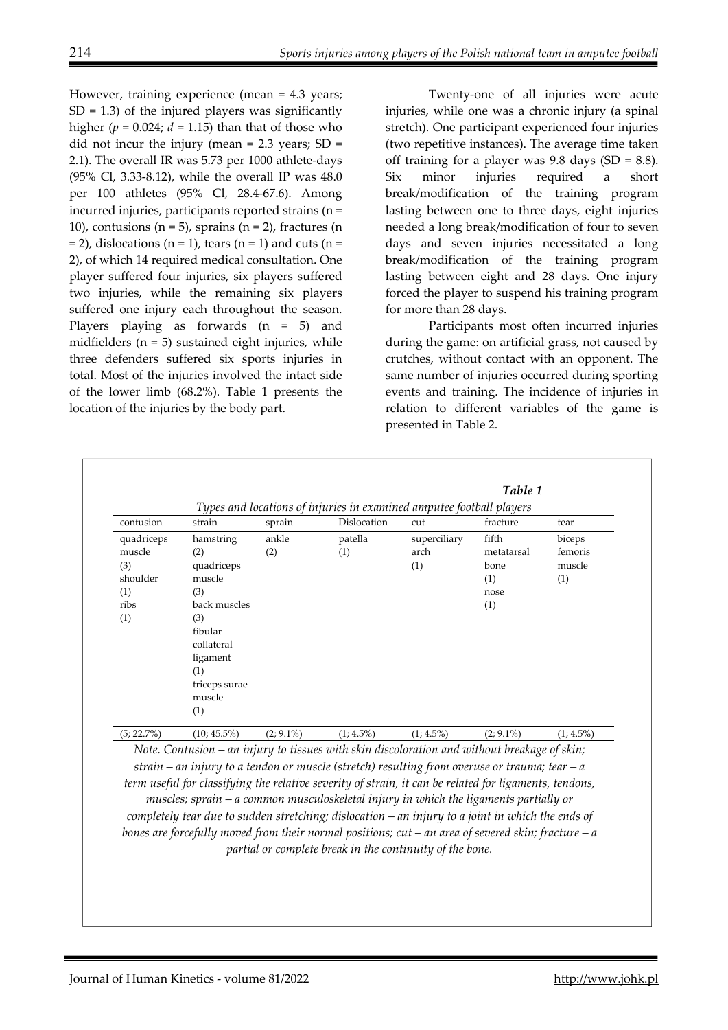However, training experience (mean = 4.3 years; SD = 1.3) of the injured players was significantly higher ($p$ = 0.024; $d$ = 1.15) than that of those who did not incur the injury (mean = 2.3 years; SD = 2.1). The overall IR was 5.73 per 1000 athlete-days (95% Cl, 3.33-8.12), while the overall IP was 48.0 per 100 athletes (95% Cl, 28.4-67.6). Among incurred injuries, participants reported strains (n = 10), contusions (n = 5), sprains (n = 2), fractures (n = 2), dislocations (n = 1), tears (n = 1) and cuts (n = 2), of which 14 required medical consultation. One player suffered four injuries, six players suffered two injuries, while the remaining six players suffered one injury each throughout the season. Players playing as forwards (n = 5) and midfielders (n = 5) sustained eight injuries, while three defenders suffered six sports injuries in total. Most of the injuries involved the intact side of the lower limb (68.2%). Table 1 presents the location of the injuries by the body part.

Twenty-one of all injuries were acute injuries, while one was a chronic injury (a spinal stretch). One participant experienced four injuries (two repetitive instances). The average time taken off training for a player was 9.8 days (SD = 8.8). Six minor injuries required a short break/modification of the training program lasting between one to three days, eight injuries needed a long break/modification of four to seven days and seven injuries necessitated a long break/modification of the training program lasting between eight and 28 days. One injury forced the player to suspend his training program for more than 28 days.

Participants most often incurred injuries during the game: on artificial grass, not caused by crutches, without contact with an opponent. The same number of injuries occurred during sporting events and training. The incidence of injuries in relation to different variables of the game is presented in Table 2.

**Table 1**

*Types and locations of injuries in examined amputee football players*

| contusion | strain | sprain | Dislocation | cut | fracture | tear |
|---|---|---|---|---|---|---|
| quadriceps muscle (3) shoulder (1) ribs (1) | hamstring (2) quadriceps muscle (3) back muscles (3) fibular collateral ligament (1) triceps surae muscle (1) | ankle (2) | patella (1) | superciliary arch (1) | fifth metatarsal bone (1) nose (1) | biceps femoris muscle (1) |
| (5; 22.7%) | (10; 45.5%) | (2; 9.1%) | (1; 4.5%) | (1; 4.5%) | (2; 9.1%) | (1; 4.5%) |

*Note. Contusion – an injury to tissues with skin discoloration and without breakage of skin; strain – an injury to a tendon or muscle (stretch) resulting from overuse or trauma; tear – a term useful for classifying the relative severity of strain, it can be related for ligaments, tendons, muscles; sprain – a common musculoskeletal injury in which the ligaments partially or completely tear due to sudden stretching; dislocation – an injury to a joint in which the ends of bones are forcefully moved from their normal positions; cut – an area of severed skin; fracture – a partial or complete break in the continuity of the bone.*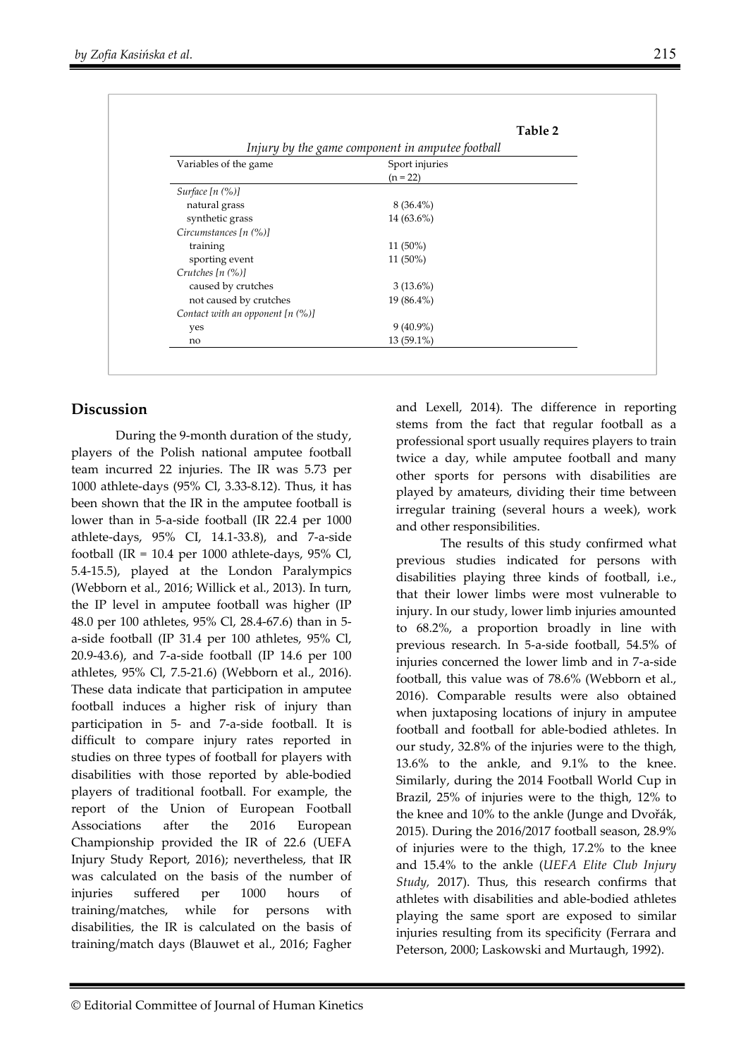**Table 2**

*Injury by the game component in amputee football*

| Variables of the game | Sport injuries (n = 22) |
|---|---|
| *Surface [n (%)]* | |
| natural grass | 8 (36.4%) |
| synthetic grass | 14 (63.6%) |
| *Circumstances [n (%)]* | |
| training | 11 (50%) |
| sporting event | 11 (50%) |
| *Crutches [n (%)]* | |
| caused by crutches | 3 (13.6%) |
| not caused by crutches | 19 (86.4%) |
| *Contact with an opponent [n (%)]* | |
| yes | 9 (40.9%) |
| no | 13 (59.1%) |

## Discussion

During the 9-month duration of the study, players of the Polish national amputee football team incurred 22 injuries. The IR was 5.73 per 1000 athlete-days (95% Cl, 3.33-8.12). Thus, it has been shown that the IR in the amputee football is lower than in 5-a-side football (IR 22.4 per 1000 athlete-days, 95% CI, 14.1-33.8), and 7-a-side football (IR = 10.4 per 1000 athlete-days, 95% Cl, 5.4-15.5), played at the London Paralympics (Webborn et al., 2016; Willick et al., 2013). In turn, the IP level in amputee football was higher (IP 48.0 per 100 athletes, 95% Cl, 28.4-67.6) than in 5-a-side football (IP 31.4 per 100 athletes, 95% Cl, 20.9-43.6), and 7-a-side football (IP 14.6 per 100 athletes, 95% Cl, 7.5-21.6) (Webborn et al., 2016). These data indicate that participation in amputee football induces a higher risk of injury than participation in 5- and 7-a-side football. It is difficult to compare injury rates reported in studies on three types of football for players with disabilities with those reported by able-bodied players of traditional football. For example, the report of the Union of European Football Associations after the 2016 European Championship provided the IR of 22.6 (UEFA Injury Study Report, 2016); nevertheless, that IR was calculated on the basis of the number of injuries suffered per 1000 hours of training/matches, while for persons with disabilities, the IR is calculated on the basis of training/match days (Blauwet et al., 2016; Fagher and Lexell, 2014). The difference in reporting stems from the fact that regular football as a professional sport usually requires players to train twice a day, while amputee football and many other sports for persons with disabilities are played by amateurs, dividing their time between irregular training (several hours a week), work and other responsibilities.

The results of this study confirmed what previous studies indicated for persons with disabilities playing three kinds of football, i.e., that their lower limbs were most vulnerable to injury. In our study, lower limb injuries amounted to 68.2%, a proportion broadly in line with previous research. In 5-a-side football, 54.5% of injuries concerned the lower limb and in 7-a-side football, this value was of 78.6% (Webborn et al., 2016). Comparable results were also obtained when juxtaposing locations of injury in amputee football and football for able-bodied athletes. In our study, 32.8% of the injuries were to the thigh, 13.6% to the ankle, and 9.1% to the knee. Similarly, during the 2014 Football World Cup in Brazil, 25% of injuries were to the thigh, 12% to the knee and 10% to the ankle (Junge and Dvořák, 2015). During the 2016/2017 football season, 28.9% of injuries were to the thigh, 17.2% to the knee and 15.4% to the ankle (*UEFA Elite Club Injury Study,* 2017). Thus, this research confirms that athletes with disabilities and able-bodied athletes playing the same sport are exposed to similar injuries resulting from its specificity (Ferrara and Peterson, 2000; Laskowski and Murtaugh, 1992).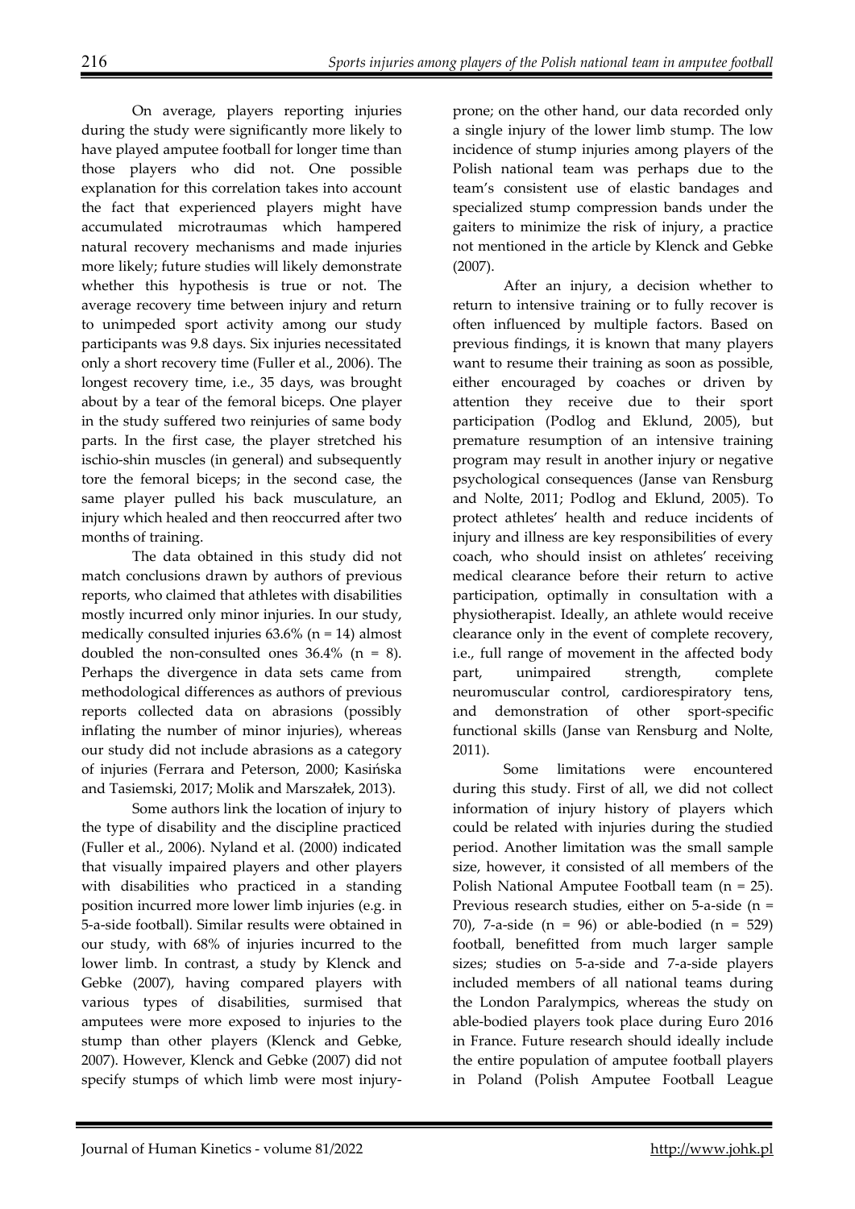On average, players reporting injuries during the study were significantly more likely to have played amputee football for longer time than those players who did not. One possible explanation for this correlation takes into account the fact that experienced players might have accumulated microtraumas which hampered natural recovery mechanisms and made injuries more likely; future studies will likely demonstrate whether this hypothesis is true or not. The average recovery time between injury and return to unimpeded sport activity among our study participants was 9.8 days. Six injuries necessitated only a short recovery time (Fuller et al., 2006). The longest recovery time, i.e., 35 days, was brought about by a tear of the femoral biceps. One player in the study suffered two reinjuries of same body parts. In the first case, the player stretched his ischio-shin muscles (in general) and subsequently tore the femoral biceps; in the second case, the same player pulled his back musculature, an injury which healed and then reoccurred after two months of training.

The data obtained in this study did not match conclusions drawn by authors of previous reports, who claimed that athletes with disabilities mostly incurred only minor injuries. In our study, medically consulted injuries 63.6% (n = 14) almost doubled the non-consulted ones 36.4% (n = 8). Perhaps the divergence in data sets came from methodological differences as authors of previous reports collected data on abrasions (possibly inflating the number of minor injuries), whereas our study did not include abrasions as a category of injuries (Ferrara and Peterson, 2000; Kasińska and Tasiemski, 2017; Molik and Marszałek, 2013).

Some authors link the location of injury to the type of disability and the discipline practiced (Fuller et al., 2006). Nyland et al. (2000) indicated that visually impaired players and other players with disabilities who practiced in a standing position incurred more lower limb injuries (e.g. in 5-a-side football). Similar results were obtained in our study, with 68% of injuries incurred to the lower limb. In contrast, a study by Klenck and Gebke (2007), having compared players with various types of disabilities, surmised that amputees were more exposed to injuries to the stump than other players (Klenck and Gebke, 2007). However, Klenck and Gebke (2007) did not specify stumps of which limb were most injury-prone; on the other hand, our data recorded only a single injury of the lower limb stump. The low incidence of stump injuries among players of the Polish national team was perhaps due to the team's consistent use of elastic bandages and specialized stump compression bands under the gaiters to minimize the risk of injury, a practice not mentioned in the article by Klenck and Gebke (2007).

After an injury, a decision whether to return to intensive training or to fully recover is often influenced by multiple factors. Based on previous findings, it is known that many players want to resume their training as soon as possible, either encouraged by coaches or driven by attention they receive due to their sport participation (Podlog and Eklund, 2005), but premature resumption of an intensive training program may result in another injury or negative psychological consequences (Janse van Rensburg and Nolte, 2011; Podlog and Eklund, 2005). To protect athletes' health and reduce incidents of injury and illness are key responsibilities of every coach, who should insist on athletes' receiving medical clearance before their return to active participation, optimally in consultation with a physiotherapist. Ideally, an athlete would receive clearance only in the event of complete recovery, i.e., full range of movement in the affected body part, unimpaired strength, complete neuromuscular control, cardiorespiratory tens, and demonstration of other sport-specific functional skills (Janse van Rensburg and Nolte, 2011).

Some limitations were encountered during this study. First of all, we did not collect information of injury history of players which could be related with injuries during the studied period. Another limitation was the small sample size, however, it consisted of all members of the Polish National Amputee Football team (n = 25). Previous research studies, either on 5-a-side (n = 70), 7-a-side (n = 96) or able-bodied (n = 529) football, benefitted from much larger sample sizes; studies on 5-a-side and 7-a-side players included members of all national teams during the London Paralympics, whereas the study on able-bodied players took place during Euro 2016 in France. Future research should ideally include the entire population of amputee football players in Poland (Polish Amputee Football League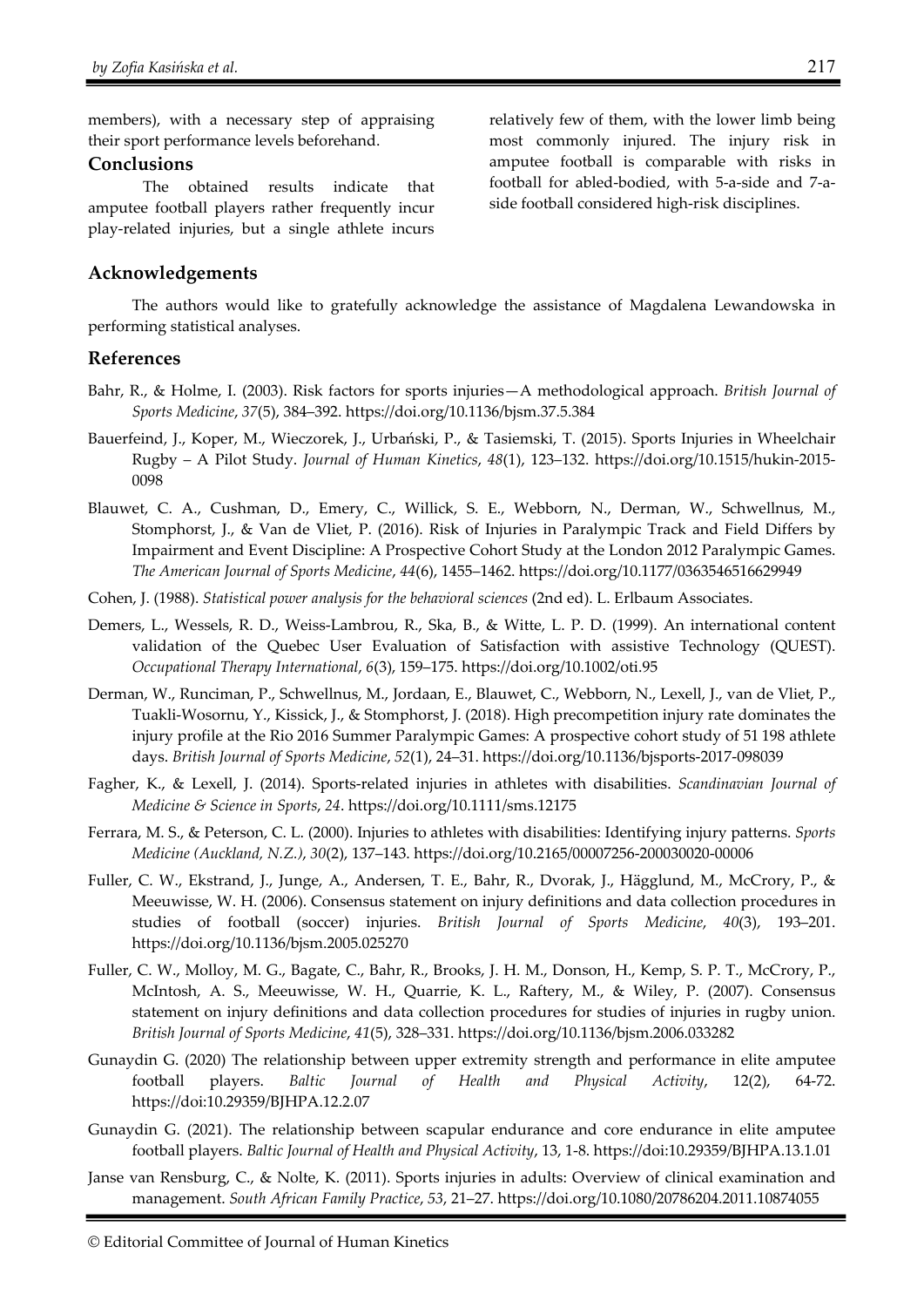members), with a necessary step of appraising their sport performance levels beforehand.

## Conclusions

The obtained results indicate that amputee football players rather frequently incur play-related injuries, but a single athlete incurs relatively few of them, with the lower limb being most commonly injured. The injury risk in amputee football is comparable with risks in football for abled-bodied, with 5-a-side and 7-a-side football considered high-risk disciplines.

## Acknowledgements

The authors would like to gratefully acknowledge the assistance of Magdalena Lewandowska in performing statistical analyses.

## References

Bahr, R., & Holme, I. (2003). Risk factors for sports injuries—A methodological approach. *British Journal of Sports Medicine*, *37*(5), 384–392. https://doi.org/10.1136/bjsm.37.5.384

Bauerfeind, J., Koper, M., Wieczorek, J., Urbański, P., & Tasiemski, T. (2015). Sports Injuries in Wheelchair Rugby – A Pilot Study. *Journal of Human Kinetics*, *48*(1), 123–132. https://doi.org/10.1515/hukin-2015-0098

Blauwet, C. A., Cushman, D., Emery, C., Willick, S. E., Webborn, N., Derman, W., Schwellnus, M., Stomphorst, J., & Van de Vliet, P. (2016). Risk of Injuries in Paralympic Track and Field Differs by Impairment and Event Discipline: A Prospective Cohort Study at the London 2012 Paralympic Games. *The American Journal of Sports Medicine*, *44*(6), 1455–1462. https://doi.org/10.1177/0363546516629949

Cohen, J. (1988). *Statistical power analysis for the behavioral sciences* (2nd ed). L. Erlbaum Associates.

Demers, L., Wessels, R. D., Weiss-Lambrou, R., Ska, B., & Witte, L. P. D. (1999). An international content validation of the Quebec User Evaluation of Satisfaction with assistive Technology (QUEST). *Occupational Therapy International*, *6*(3), 159–175. https://doi.org/10.1002/oti.95

Derman, W., Runciman, P., Schwellnus, M., Jordaan, E., Blauwet, C., Webborn, N., Lexell, J., van de Vliet, P., Tuakli-Wosornu, Y., Kissick, J., & Stomphorst, J. (2018). High precompetition injury rate dominates the injury profile at the Rio 2016 Summer Paralympic Games: A prospective cohort study of 51 198 athlete days. *British Journal of Sports Medicine*, *52*(1), 24–31. https://doi.org/10.1136/bjsports-2017-098039

Fagher, K., & Lexell, J. (2014). Sports-related injuries in athletes with disabilities. *Scandinavian Journal of Medicine & Science in Sports*, *24*. https://doi.org/10.1111/sms.12175

Ferrara, M. S., & Peterson, C. L. (2000). Injuries to athletes with disabilities: Identifying injury patterns. *Sports Medicine (Auckland, N.Z.)*, *30*(2), 137–143. https://doi.org/10.2165/00007256-200030020-00006

Fuller, C. W., Ekstrand, J., Junge, A., Andersen, T. E., Bahr, R., Dvorak, J., Hägglund, M., McCrory, P., & Meeuwisse, W. H. (2006). Consensus statement on injury definitions and data collection procedures in studies of football (soccer) injuries. *British Journal of Sports Medicine*, *40*(3), 193–201. https://doi.org/10.1136/bjsm.2005.025270

Fuller, C. W., Molloy, M. G., Bagate, C., Bahr, R., Brooks, J. H. M., Donson, H., Kemp, S. P. T., McCrory, P., McIntosh, A. S., Meeuwisse, W. H., Quarrie, K. L., Raftery, M., & Wiley, P. (2007). Consensus statement on injury definitions and data collection procedures for studies of injuries in rugby union. *British Journal of Sports Medicine*, *41*(5), 328–331. https://doi.org/10.1136/bjsm.2006.033282

Gunaydin G. (2020) The relationship between upper extremity strength and performance in elite amputee football players. *Baltic Journal of Health and Physical Activity*, 12(2), 64-72. https://doi:10.29359/BJHPA.12.2.07

Gunaydin G. (2021). The relationship between scapular endurance and core endurance in elite amputee football players. *Baltic Journal of Health and Physical Activity*, 13, 1-8. https://doi:10.29359/BJHPA.13.1.01

Janse van Rensburg, C., & Nolte, K. (2011). Sports injuries in adults: Overview of clinical examination and management. *South African Family Practice*, *53*, 21–27. https://doi.org/10.1080/20786204.2011.10874055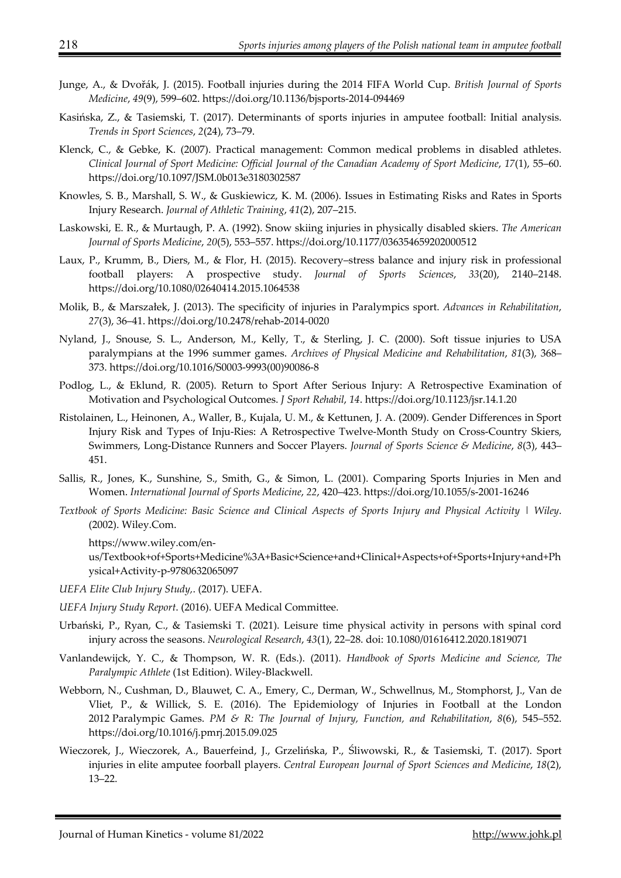Junge, A., & Dvořák, J. (2015). Football injuries during the 2014 FIFA World Cup. *British Journal of Sports Medicine*, *49*(9), 599–602. https://doi.org/10.1136/bjsports-2014-094469

Kasińska, Z., & Tasiemski, T. (2017). Determinants of sports injuries in amputee football: Initial analysis. *Trends in Sport Sciences*, *2*(24), 73–79.

Klenck, C., & Gebke, K. (2007). Practical management: Common medical problems in disabled athletes. *Clinical Journal of Sport Medicine: Official Journal of the Canadian Academy of Sport Medicine*, *17*(1), 55–60. https://doi.org/10.1097/JSM.0b013e3180302587

Knowles, S. B., Marshall, S. W., & Guskiewicz, K. M. (2006). Issues in Estimating Risks and Rates in Sports Injury Research. *Journal of Athletic Training*, *41*(2), 207–215.

Laskowski, E. R., & Murtaugh, P. A. (1992). Snow skiing injuries in physically disabled skiers. *The American Journal of Sports Medicine*, *20*(5), 553–557. https://doi.org/10.1177/036354659202000512

Laux, P., Krumm, B., Diers, M., & Flor, H. (2015). Recovery–stress balance and injury risk in professional football players: A prospective study. *Journal of Sports Sciences*, *33*(20), 2140–2148. https://doi.org/10.1080/02640414.2015.1064538

Molik, B., & Marszałek, J. (2013). The specificity of injuries in Paralympics sport. *Advances in Rehabilitation*, *27*(3), 36–41. https://doi.org/10.2478/rehab-2014-0020

Nyland, J., Snouse, S. L., Anderson, M., Kelly, T., & Sterling, J. C. (2000). Soft tissue injuries to USA paralympians at the 1996 summer games. *Archives of Physical Medicine and Rehabilitation*, *81*(3), 368–373. https://doi.org/10.1016/S0003-9993(00)90086-8

Podlog, L., & Eklund, R. (2005). Return to Sport After Serious Injury: A Retrospective Examination of Motivation and Psychological Outcomes. *J Sport Rehabil*, *14*. https://doi.org/10.1123/jsr.14.1.20

Ristolainen, L., Heinonen, A., Waller, B., Kujala, U. M., & Kettunen, J. A. (2009). Gender Differences in Sport Injury Risk and Types of Inju-Ries: A Retrospective Twelve-Month Study on Cross-Country Skiers, Swimmers, Long-Distance Runners and Soccer Players. *Journal of Sports Science & Medicine*, *8*(3), 443–451.

Sallis, R., Jones, K., Sunshine, S., Smith, G., & Simon, L. (2001). Comparing Sports Injuries in Men and Women. *International Journal of Sports Medicine*, *22*, 420–423. https://doi.org/10.1055/s-2001-16246

*Textbook of Sports Medicine: Basic Science and Clinical Aspects of Sports Injury and Physical Activity | Wiley*. (2002). Wiley.Com.

https://www.wiley.com/en-us/Textbook+of+Sports+Medicine%3A+Basic+Science+and+Clinical+Aspects+of+Sports+Injury+and+Physical+Activity-p-9780632065097

*UEFA Elite Club Injury Study,*. (2017). UEFA.

*UEFA Injury Study Report*. (2016). UEFA Medical Committee.

Urbański, P., Ryan, C., & Tasiemski T. (2021). Leisure time physical activity in persons with spinal cord injury across the seasons. *Neurological Research*, *43*(1), 22–28. doi: 10.1080/01616412.2020.1819071

Vanlandewijck, Y. C., & Thompson, W. R. (Eds.). (2011). *Handbook of Sports Medicine and Science, The Paralympic Athlete* (1st Edition). Wiley-Blackwell.

Webborn, N., Cushman, D., Blauwet, C. A., Emery, C., Derman, W., Schwellnus, M., Stomphorst, J., Van de Vliet, P., & Willick, S. E. (2016). The Epidemiology of Injuries in Football at the London 2012 Paralympic Games. *PM & R: The Journal of Injury, Function, and Rehabilitation*, *8*(6), 545–552. https://doi.org/10.1016/j.pmrj.2015.09.025

Wieczorek, J., Wieczorek, A., Bauerfeind, J., Grzelińska, P., Śliwowski, R., & Tasiemski, T. (2017). Sport injuries in elite amputee foorball players. *Central European Journal of Sport Sciences and Medicine*, *18*(2), 13–22.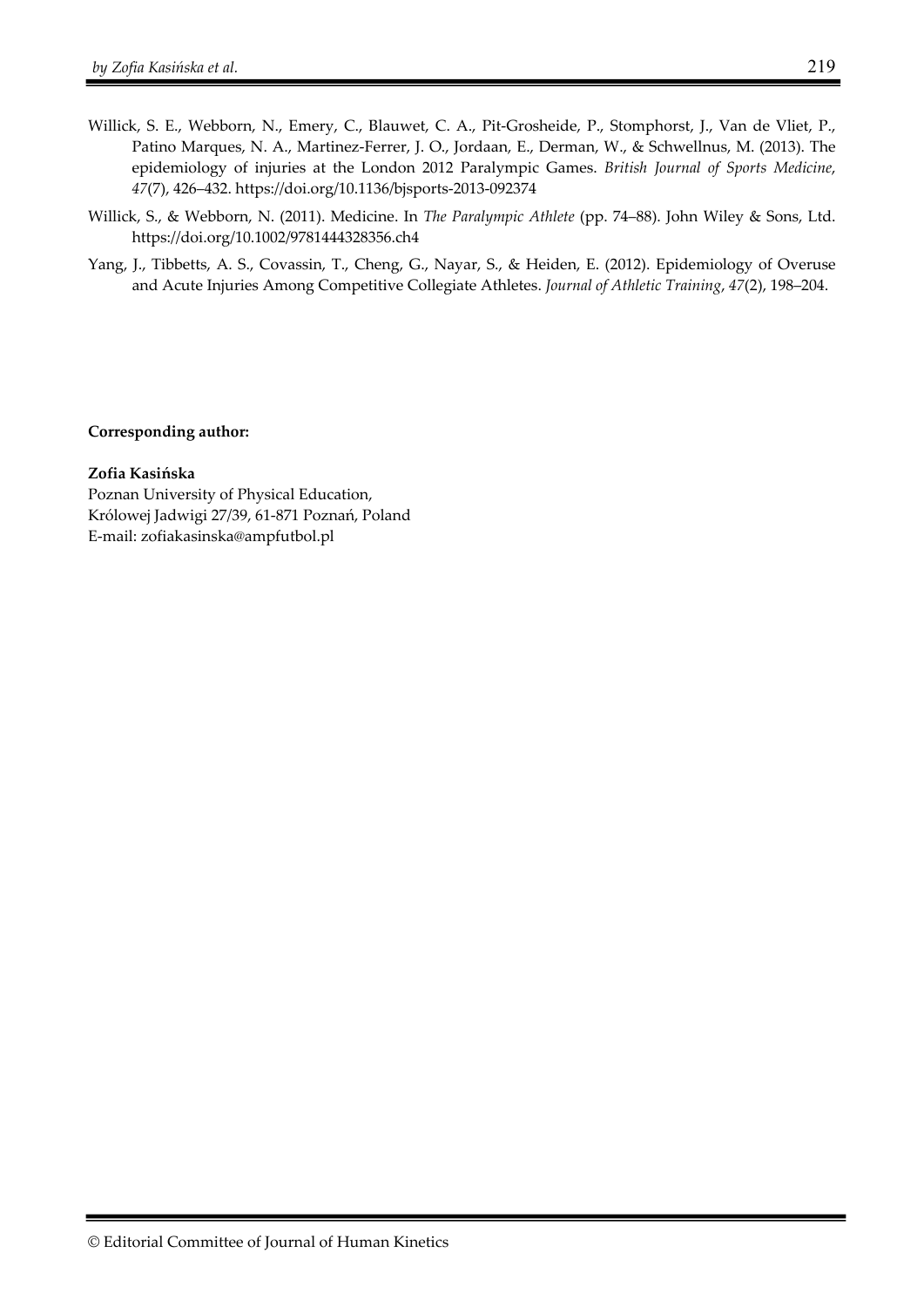Willick, S. E., Webborn, N., Emery, C., Blauwet, C. A., Pit-Grosheide, P., Stomphorst, J., Van de Vliet, P., Patino Marques, N. A., Martinez-Ferrer, J. O., Jordaan, E., Derman, W., & Schwellnus, M. (2013). The epidemiology of injuries at the London 2012 Paralympic Games. *British Journal of Sports Medicine*, *47*(7), 426–432. https://doi.org/10.1136/bjsports-2013-092374

Willick, S., & Webborn, N. (2011). Medicine. In *The Paralympic Athlete* (pp. 74–88). John Wiley & Sons, Ltd. https://doi.org/10.1002/9781444328356.ch4

Yang, J., Tibbetts, A. S., Covassin, T., Cheng, G., Nayar, S., & Heiden, E. (2012). Epidemiology of Overuse and Acute Injuries Among Competitive Collegiate Athletes. *Journal of Athletic Training*, *47*(2), 198–204.

**Corresponding author:**

**Zofia Kasińska**
Poznan University of Physical Education,
Królowej Jadwigi 27/39, 61-871 Poznań, Poland
E-mail: zofiakasinska@ampfutbol.pl

© Editorial Committee of Journal of Human Kinetics